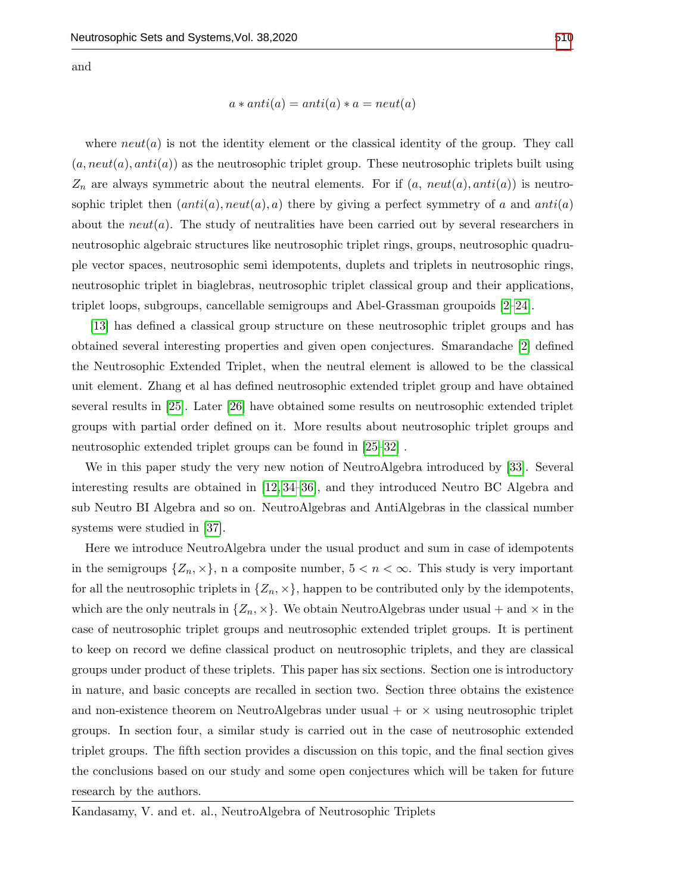and

$$a * anti(a) = anti(a) * a = neut(a)$$

where $neut(a)$ is not the identity element or the classical identity of the group. They call $(a, neut(a), anti(a))$ as the neutrosophic triplet group. These neutrosophic triplets built using $Z_n$ are always symmetric about the neutral elements. For if $(a,\ neut(a), anti(a))$ is neutrosophic triplet then $(anti(a), neut(a), a)$ there by giving a perfect symmetry of $a$ and $anti(a)$ about the $neut(a)$. The study of neutralities have been carried out by several researchers in neutrosophic algebraic structures like neutrosophic triplet rings, groups, neutrosophic quadruple vector spaces, neutrosophic semi idempotents, duplets and triplets in neutrosophic rings, neutrosophic triplet in biaglebras, neutrosophic triplet classical group and their applications, triplet loops, subgroups, cancellable semigroups and Abel-Grassman groupoids [2–24].

[13] has defined a classical group structure on these neutrosophic triplet groups and has obtained several interesting properties and given open conjectures. Smarandache [2] defined the Neutrosophic Extended Triplet, when the neutral element is allowed to be the classical unit element. Zhang et al has defined neutrosophic extended triplet group and have obtained several results in [25]. Later [26] have obtained some results on neutrosophic extended triplet groups with partial order defined on it. More results about neutrosophic triplet groups and neutrosophic extended triplet groups can be found in [25–32] .

We in this paper study the very new notion of NeutroAlgebra introduced by [33]. Several interesting results are obtained in [12, 34–36], and they introduced Neutro BC Algebra and sub Neutro BI Algebra and so on. NeutroAlgebras and AntiAlgebras in the classical number systems were studied in [37].

Here we introduce NeutroAlgebra under the usual product and sum in case of idempotents in the semigroups $\{Z_n, \times\}$, n a composite number, $5 < n < \infty$. This study is very important for all the neutrosophic triplets in $\{Z_n, \times\}$, happen to be contributed only by the idempotents, which are the only neutrals in $\{Z_n, \times\}$. We obtain NeutroAlgebras under usual $+$ and $\times$ in the case of neutrosophic triplet groups and neutrosophic extended triplet groups. It is pertinent to keep on record we define classical product on neutrosophic triplets, and they are classical groups under product of these triplets. This paper has six sections. Section one is introductory in nature, and basic concepts are recalled in section two. Section three obtains the existence and non-existence theorem on NeutroAlgebras under usual $+$ or $\times$ using neutrosophic triplet groups. In section four, a similar study is carried out in the case of neutrosophic extended triplet groups. The fifth section provides a discussion on this topic, and the final section gives the conclusions based on our study and some open conjectures which will be taken for future research by the authors.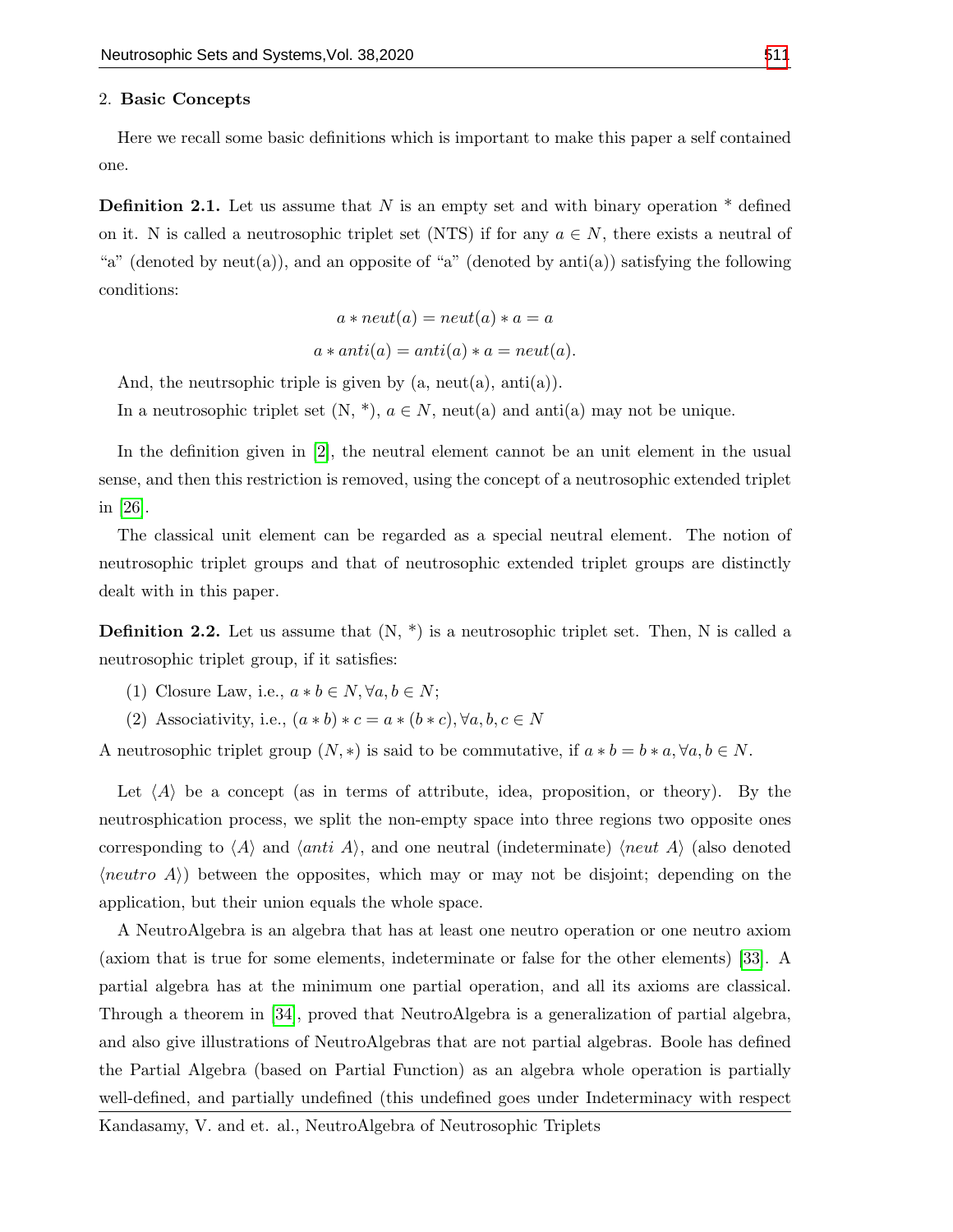## 2. **Basic Concepts**

Here we recall some basic definitions which is important to make this paper a self contained one.

**Definition 2.1.** Let us assume that $N$ is an empty set and with binary operation * defined on it. N is called a neutrosophic triplet set (NTS) if for any $a \in N$, there exists a neutral of "a" (denoted by neut(a)), and an opposite of "a" (denoted by anti(a)) satisfying the following conditions:

$$a * neut(a) = neut(a) * a = a$$

$$a * anti(a) = anti(a) * a = neut(a).$$

And, the neutrsophic triple is given by (a, neut(a), anti(a)).

In a neutrosophic triplet set (N, *), $a \in N$, neut(a) and anti(a) may not be unique.

In the definition given in [2], the neutral element cannot be an unit element in the usual sense, and then this restriction is removed, using the concept of a neutrosophic extended triplet in [26].

The classical unit element can be regarded as a special neutral element. The notion of neutrosophic triplet groups and that of neutrosophic extended triplet groups are distinctly dealt with in this paper.

**Definition 2.2.** Let us assume that (N, *) is a neutrosophic triplet set. Then, N is called a neutrosophic triplet group, if it satisfies:

(1) Closure Law, i.e., $a * b \in N, \forall a, b \in N$;

(2) Associativity, i.e., $(a * b) * c = a * (b * c), \forall a, b, c \in N$

A neutrosophic triplet group $(N, *)$ is said to be commutative, if $a * b = b * a, \forall a, b \in N$.

Let $\langle A \rangle$ be a concept (as in terms of attribute, idea, proposition, or theory). By the neutrosphication process, we split the non-empty space into three regions two opposite ones corresponding to $\langle A \rangle$ and $\langle anti\ A \rangle$, and one neutral (indeterminate) $\langle neut\ A \rangle$ (also denoted $\langle neutro\ A \rangle$) between the opposites, which may or may not be disjoint; depending on the application, but their union equals the whole space.

A NeutroAlgebra is an algebra that has at least one neutro operation or one neutro axiom (axiom that is true for some elements, indeterminate or false for the other elements) [33]. A partial algebra has at the minimum one partial operation, and all its axioms are classical. Through a theorem in [34], proved that NeutroAlgebra is a generalization of partial algebra, and also give illustrations of NeutroAlgebras that are not partial algebras. Boole has defined the Partial Algebra (based on Partial Function) as an algebra whole operation is partially well-defined, and partially undefined (this undefined goes under Indeterminacy with respect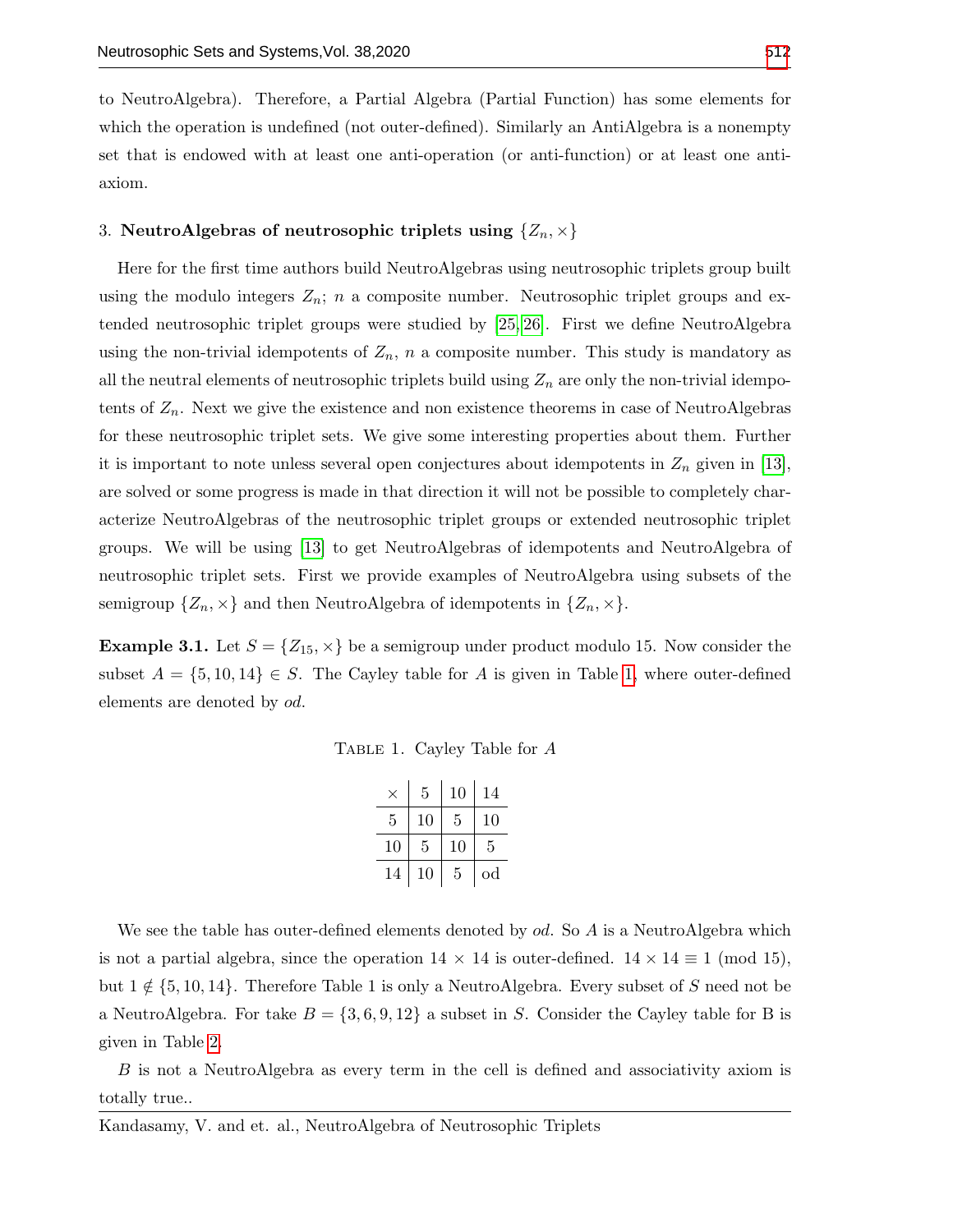to NeutroAlgebra). Therefore, a Partial Algebra (Partial Function) has some elements for which the operation is undefined (not outer-defined). Similarly an AntiAlgebra is a nonempty set that is endowed with at least one anti-operation (or anti-function) or at least one anti-axiom.

## 3. NeutroAlgebras of neutrosophic triplets using $\{Z_n, \times\}$

Here for the first time authors build NeutroAlgebras using neutrosophic triplets group built using the modulo integers $Z_n$; $n$ a composite number. Neutrosophic triplet groups and extended neutrosophic triplet groups were studied by [25, 26]. First we define NeutroAlgebra using the non-trivial idempotents of $Z_n$, $n$ a composite number. This study is mandatory as all the neutral elements of neutrosophic triplets build using $Z_n$ are only the non-trivial idempotents of $Z_n$. Next we give the existence and non existence theorems in case of NeutroAlgebras for these neutrosophic triplet sets. We give some interesting properties about them. Further it is important to note unless several open conjectures about idempotents in $Z_n$ given in [13], are solved or some progress is made in that direction it will not be possible to completely characterize NeutroAlgebras of the neutrosophic triplet groups or extended neutrosophic triplet groups. We will be using [13] to get NeutroAlgebras of idempotents and NeutroAlgebra of neutrosophic triplet sets. First we provide examples of NeutroAlgebra using subsets of the semigroup $\{Z_n, \times\}$ and then NeutroAlgebra of idempotents in $\{Z_n, \times\}$.

**Example 3.1.** Let $S = \{Z_{15}, \times\}$ be a semigroup under product modulo 15. Now consider the subset $A = \{5, 10, 14\} \in S$. The Cayley table for $A$ is given in Table 1, where outer-defined elements are denoted by *od*.

Table 1. Cayley Table for $A$

| $\times$ | 5 | 10 | 14 |
|---|---|---|---|
| 5 | 10 | 5 | 10 |
| 10 | 5 | 10 | 5 |
| 14 | 10 | 5 | od |

We see the table has outer-defined elements denoted by *od*. So $A$ is a NeutroAlgebra which is not a partial algebra, since the operation $14 \times 14$ is outer-defined. $14 \times 14 \equiv 1 \pmod{15}$, but $1 \notin \{5, 10, 14\}$. Therefore Table 1 is only a NeutroAlgebra. Every subset of $S$ need not be a NeutroAlgebra. For take $B = \{3, 6, 9, 12\}$ a subset in $S$. Consider the Cayley table for B is given in Table 2.

$B$ is not a NeutroAlgebra as every term in the cell is defined and associativity axiom is totally true..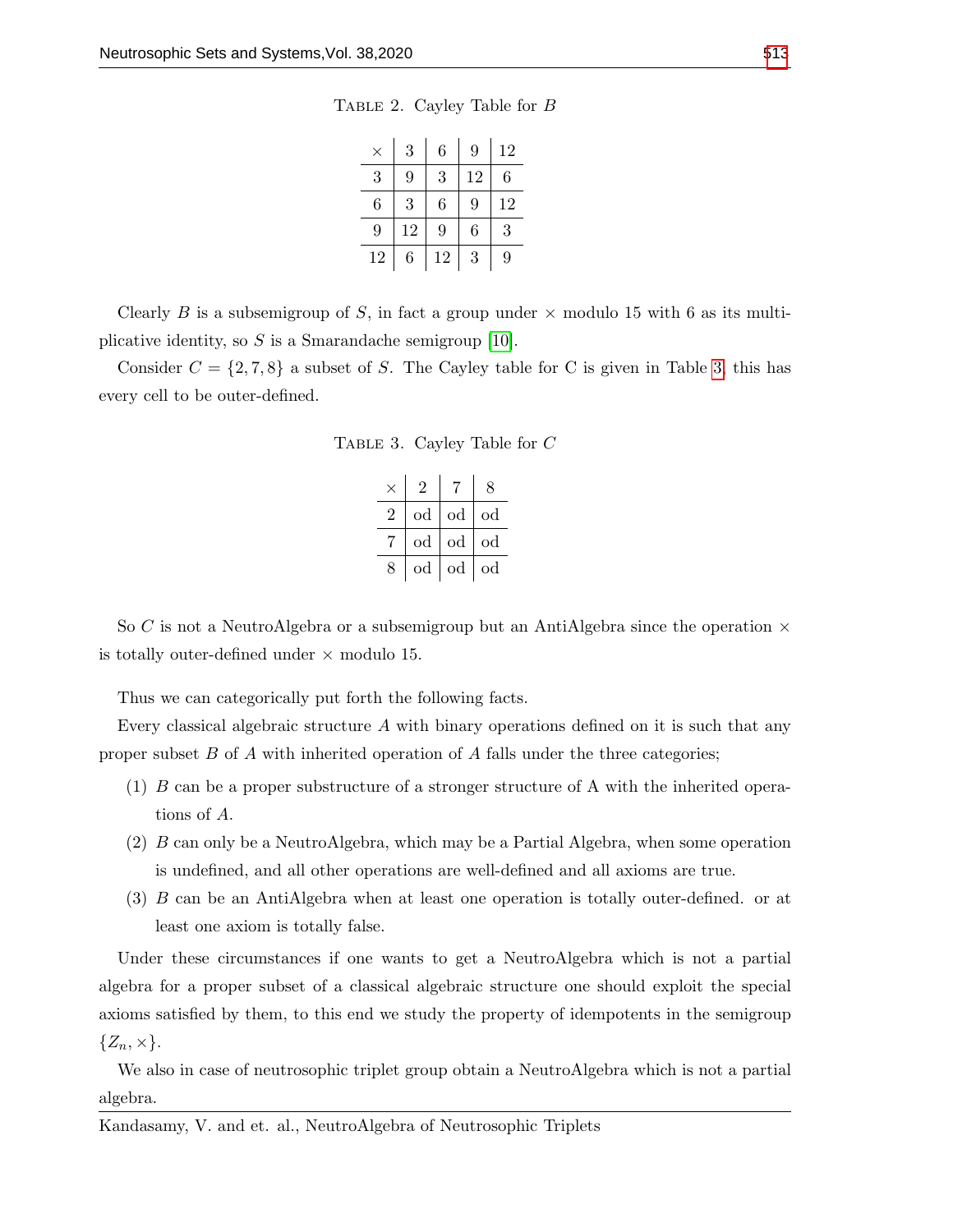Table 2. Cayley Table for $B$

| $\times$ | 3 | 6 | 9 | 12 |
|---|---|---|---|---|
| 3 | 9 | 3 | 12 | 6 |
| 6 | 3 | 6 | 9 | 12 |
| 9 | 12 | 9 | 6 | 3 |
| 12 | 6 | 12 | 3 | 9 |

Clearly $B$ is a subsemigroup of $S$, in fact a group under $\times$ modulo 15 with 6 as its multiplicative identity, so $S$ is a Smarandache semigroup [10].

Consider $C = \{2, 7, 8\}$ a subset of $S$. The Cayley table for C is given in Table 3, this has every cell to be outer-defined.

Table 3. Cayley Table for $C$

| $\times$ | 2 | 7 | 8 |
|---|---|---|---|
| 2 | od | od | od |
| 7 | od | od | od |
| 8 | od | od | od |

So $C$ is not a NeutroAlgebra or a subsemigroup but an AntiAlgebra since the operation $\times$ is totally outer-defined under $\times$ modulo 15.

Thus we can categorically put forth the following facts.

Every classical algebraic structure $A$ with binary operations defined on it is such that any proper subset $B$ of $A$ with inherited operation of $A$ falls under the three categories;

1. $B$ can be a proper substructure of a stronger structure of A with the inherited operations of $A$.
2. $B$ can only be a NeutroAlgebra, which may be a Partial Algebra, when some operation is undefined, and all other operations are well-defined and all axioms are true.
3. $B$ can be an AntiAlgebra when at least one operation is totally outer-defined. or at least one axiom is totally false.

Under these circumstances if one wants to get a NeutroAlgebra which is not a partial algebra for a proper subset of a classical algebraic structure one should exploit the special axioms satisfied by them, to this end we study the property of idempotents in the semigroup $\{Z_n, \times\}$.

We also in case of neutrosophic triplet group obtain a NeutroAlgebra which is not a partial algebra.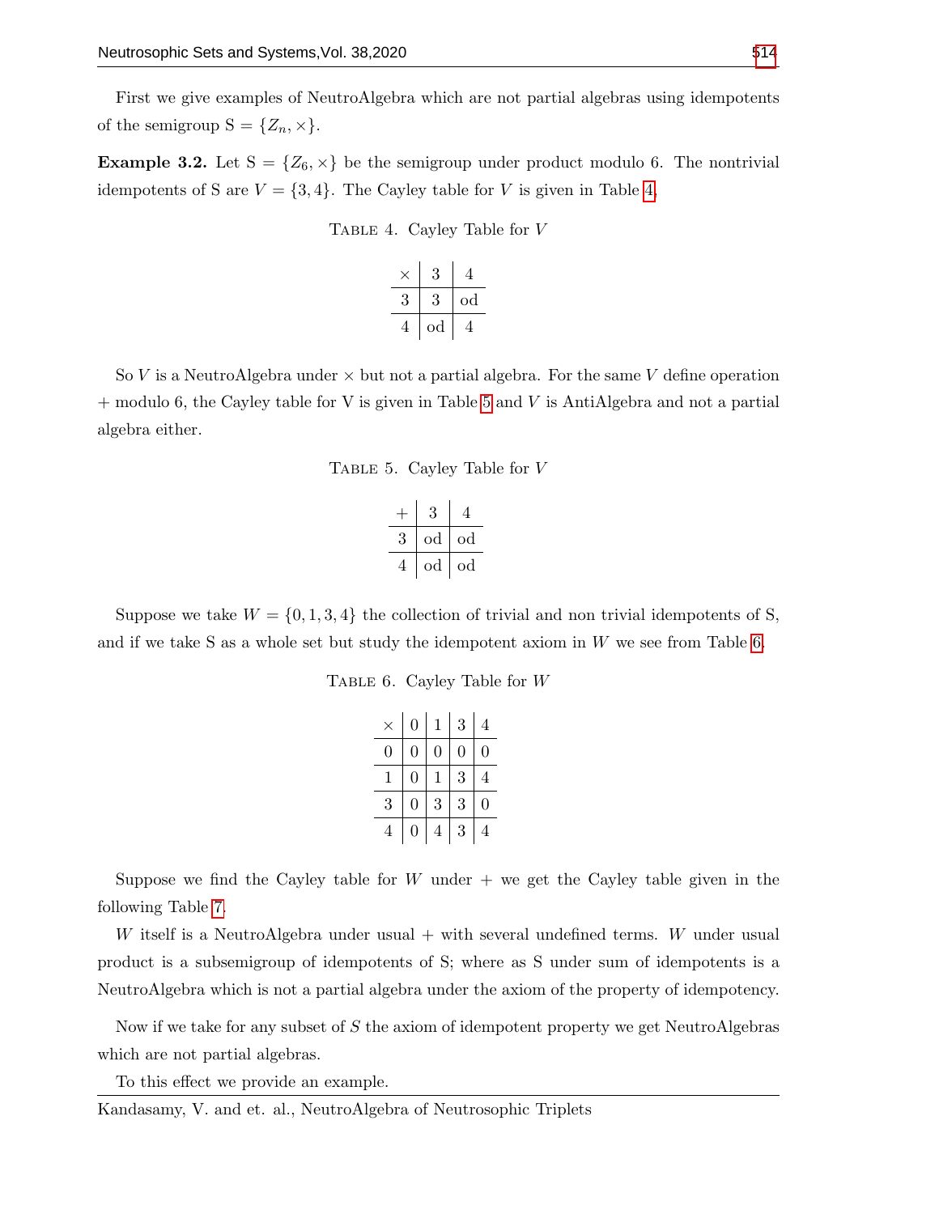First we give examples of NeutroAlgebra which are not partial algebras using idempotents of the semigroup S = $\{Z_n, \times\}$.

**Example 3.2.** Let S = $\{Z_6, \times\}$ be the semigroup under product modulo 6. The nontrivial idempotents of S are $V = \{3, 4\}$. The Cayley table for $V$ is given in Table 4.

Table 4. Cayley Table for $V$

| $\times$ | 3 | 4 |
|---|---|---|
| 3 | 3 | od |
| 4 | od | 4 |

So $V$ is a NeutroAlgebra under $\times$ but not a partial algebra. For the same $V$ define operation + modulo 6, the Cayley table for V is given in Table 5 and $V$ is AntiAlgebra and not a partial algebra either.

Table 5. Cayley Table for $V$

| + | 3 | 4 |
|---|---|---|
| 3 | od | od |
| 4 | od | od |

Suppose we take $W = \{0, 1, 3, 4\}$ the collection of trivial and non trivial idempotents of S, and if we take S as a whole set but study the idempotent axiom in $W$ we see from Table 6.

Table 6. Cayley Table for $W$

| $\times$ | 0 | 1 | 3 | 4 |
|---|---|---|---|---|
| 0 | 0 | 0 | 0 | 0 |
| 1 | 0 | 1 | 3 | 4 |
| 3 | 0 | 3 | 3 | 0 |
| 4 | 0 | 4 | 3 | 4 |

Suppose we find the Cayley table for $W$ under + we get the Cayley table given in the following Table 7.

$W$ itself is a NeutroAlgebra under usual + with several undefined terms. $W$ under usual product is a subsemigroup of idempotents of S; where as S under sum of idempotents is a NeutroAlgebra which is not a partial algebra under the axiom of the property of idempotency.

Now if we take for any subset of $S$ the axiom of idempotent property we get NeutroAlgebras which are not partial algebras.

To this effect we provide an example.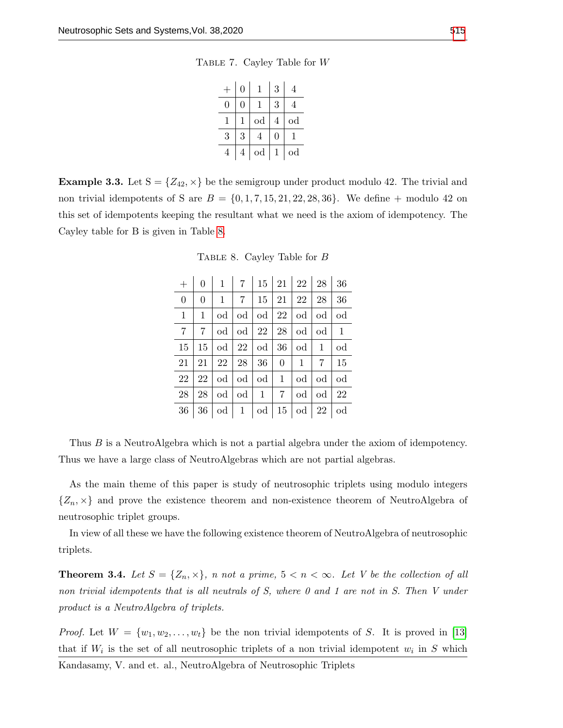Table 7. Cayley Table for $W$

| + | 0 | 1 | 3 | 4 |
|---|---|---|---|---|
| 0 | 0 | 1 | 3 | 4 |
| 1 | 1 | od | 4 | od |
| 3 | 3 | 4 | 0 | 1 |
| 4 | 4 | od | 1 | od |

**Example 3.3.** Let S = $\{Z_{42}, \times\}$ be the semigroup under product modulo 42. The trivial and non trivial idempotents of S are $B = \{0, 1, 7, 15, 21, 22, 28, 36\}$. We define + modulo 42 on this set of idempotents keeping the resultant what we need is the axiom of idempotency. The Cayley table for B is given in Table 8.

Table 8. Cayley Table for $B$

| + | 0 | 1 | 7 | 15 | 21 | 22 | 28 | 36 |
|---|---|---|---|---|---|---|---|---|
| 0 | 0 | 1 | 7 | 15 | 21 | 22 | 28 | 36 |
| 1 | 1 | od | od | od | 22 | od | od | od |
| 7 | 7 | od | od | 22 | 28 | od | od | 1 |
| 15 | 15 | od | 22 | od | 36 | od | 1 | od |
| 21 | 21 | 22 | 28 | 36 | 0 | 1 | 7 | 15 |
| 22 | 22 | od | od | od | 1 | od | od | od |
| 28 | 28 | od | od | 1 | 7 | od | od | 22 |
| 36 | 36 | od | 1 | od | 15 | od | 22 | od |

Thus $B$ is a NeutroAlgebra which is not a partial algebra under the axiom of idempotency. Thus we have a large class of NeutroAlgebras which are not partial algebras.

As the main theme of this paper is study of neutrosophic triplets using modulo integers $\{Z_n, \times\}$ and prove the existence theorem and non-existence theorem of NeutroAlgebra of neutrosophic triplet groups.

In view of all these we have the following existence theorem of NeutroAlgebra of neutrosophic triplets.

**Theorem 3.4.** *Let $S = \{Z_n, \times\}$, n not a prime, $5 < n < \infty$. Let V be the collection of all non trivial idempotents that is all neutrals of S, where 0 and 1 are not in S. Then V under product is a NeutroAlgebra of triplets.*

*Proof.* Let $W = \{w_1, w_2, \ldots, w_t\}$ be the non trivial idempotents of $S$. It is proved in [13] that if $W_i$ is the set of all neutrosophic triplets of a non trivial idempotent $w_i$ in $S$ which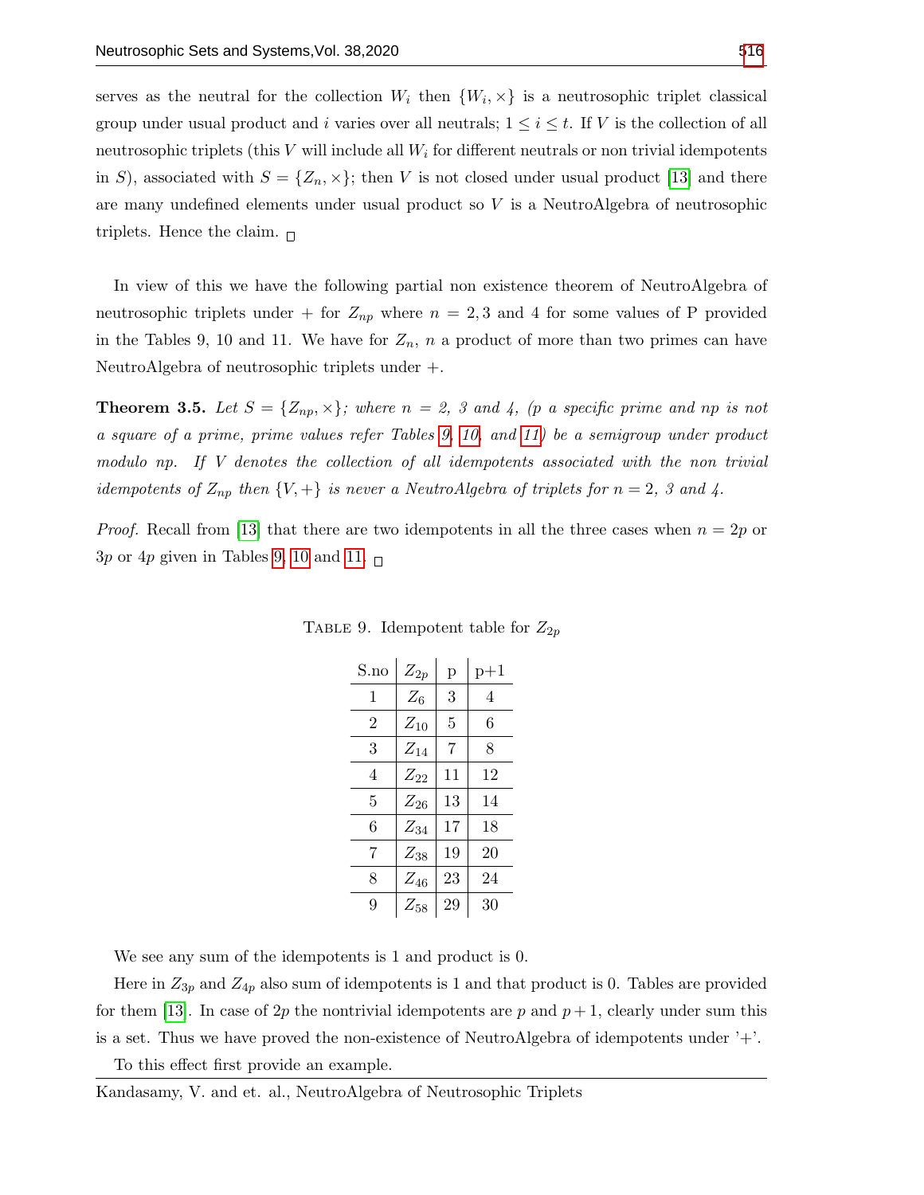serves as the neutral for the collection $W_i$ then $\{W_i, \times\}$ is a neutrosophic triplet classical group under usual product and $i$ varies over all neutrals; $1 \leq i \leq t$. If $V$ is the collection of all neutrosophic triplets (this $V$ will include all $W_i$ for different neutrals or non trivial idempotents in $S$), associated with $S = \{Z_n, \times\}$; then $V$ is not closed under usual product [13] and there are many undefined elements under usual product so $V$ is a NeutroAlgebra of neutrosophic triplets. Hence the claim. □

In view of this we have the following partial non existence theorem of NeutroAlgebra of neutrosophic triplets under $+$ for $Z_{np}$ where $n = 2, 3$ and $4$ for some values of P provided in the Tables 9, 10 and 11. We have for $Z_n$, $n$ a product of more than two primes can have NeutroAlgebra of neutrosophic triplets under $+$.

**Theorem 3.5.** *Let $S = \{Z_{np}, \times\}$; where $n$ = 2, 3 and 4, (p a specific prime and np is not a square of a prime, prime values refer Tables 9, 10, and 11) be a semigroup under product modulo np. If $V$ denotes the collection of all idempotents associated with the non trivial idempotents of $Z_{np}$ then $\{V, +\}$ is never a NeutroAlgebra of triplets for $n = 2$, 3 and 4.*

*Proof.* Recall from [13] that there are two idempotents in all the three cases when $n = 2p$ or $3p$ or $4p$ given in Tables 9, 10 and 11. □

TABLE 9. Idempotent table for $Z_{2p}$

| S.no | $Z_{2p}$ | p | p+1 |
|---|---|---|---|
| 1 | $Z_6$ | 3 | 4 |
| 2 | $Z_{10}$ | 5 | 6 |
| 3 | $Z_{14}$ | 7 | 8 |
| 4 | $Z_{22}$ | 11 | 12 |
| 5 | $Z_{26}$ | 13 | 14 |
| 6 | $Z_{34}$ | 17 | 18 |
| 7 | $Z_{38}$ | 19 | 20 |
| 8 | $Z_{46}$ | 23 | 24 |
| 9 | $Z_{58}$ | 29 | 30 |

We see any sum of the idempotents is 1 and product is 0.

Here in $Z_{3p}$ and $Z_{4p}$ also sum of idempotents is 1 and that product is 0. Tables are provided for them [13]. In case of $2p$ the nontrivial idempotents are $p$ and $p + 1$, clearly under sum this is a set. Thus we have proved the non-existence of NeutroAlgebra of idempotents under '+'.

To this effect first provide an example.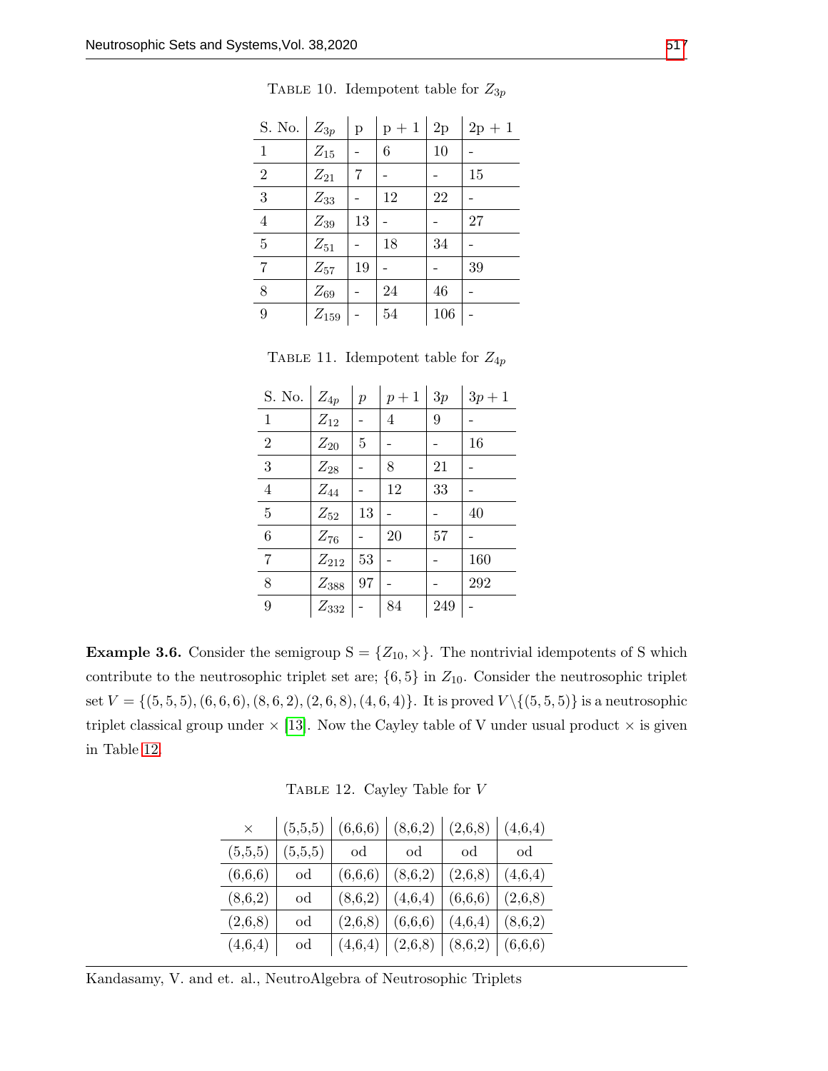TABLE 10. Idempotent table for $Z_{3p}$

| S. No. | $Z_{3p}$ | p | p + 1 | 2p | 2p + 1 |
|---|---|---|---|---|---|
| 1 | $Z_{15}$ | - | 6 | 10 | - |
| 2 | $Z_{21}$ | 7 | - | - | 15 |
| 3 | $Z_{33}$ | - | 12 | 22 | - |
| 4 | $Z_{39}$ | 13 | - | - | 27 |
| 5 | $Z_{51}$ | - | 18 | 34 | - |
| 7 | $Z_{57}$ | 19 | - | - | 39 |
| 8 | $Z_{69}$ | - | 24 | 46 | - |
| 9 | $Z_{159}$ | - | 54 | 106 | - |

TABLE 11. Idempotent table for $Z_{4p}$

| S. No. | $Z_{4p}$ | $p$ | $p+1$ | $3p$ | $3p+1$ |
|---|---|---|---|---|---|
| 1 | $Z_{12}$ | - | 4 | 9 | - |
| 2 | $Z_{20}$ | 5 | - | - | 16 |
| 3 | $Z_{28}$ | - | 8 | 21 | - |
| 4 | $Z_{44}$ | - | 12 | 33 | - |
| 5 | $Z_{52}$ | 13 | - | - | 40 |
| 6 | $Z_{76}$ | - | 20 | 57 | - |
| 7 | $Z_{212}$ | 53 | - | - | 160 |
| 8 | $Z_{388}$ | 97 | - | - | 292 |
| 9 | $Z_{332}$ | - | 84 | 249 | - |

**Example 3.6.** Consider the semigroup S = $\{Z_{10}, \times\}$. The nontrivial idempotents of S which contribute to the neutrosophic triplet set are; $\{6, 5\}$ in $Z_{10}$. Consider the neutrosophic triplet set $V = \{(5,5,5),(6,6,6),(8,6,2),(2,6,8),(4,6,4)\}$. It is proved $V \setminus \{(5,5,5)\}$ is a neutrosophic triplet classical group under $\times$ [13]. Now the Cayley table of V under usual product $\times$ is given in Table 12.

TABLE 12. Cayley Table for $V$

| $\times$ | (5,5,5) | (6,6,6) | (8,6,2) | (2,6,8) | (4,6,4) |
|---|---|---|---|---|---|
| (5,5,5) | (5,5,5) | od | od | od | od |
| (6,6,6) | od | (6,6,6) | (8,6,2) | (2,6,8) | (4,6,4) |
| (8,6,2) | od | (8,6,2) | (4,6,4) | (6,6,6) | (2,6,8) |
| (2,6,8) | od | (2,6,8) | (6,6,6) | (4,6,4) | (8,6,2) |
| (4,6,4) | od | (4,6,4) | (2,6,8) | (8,6,2) | (6,6,6) |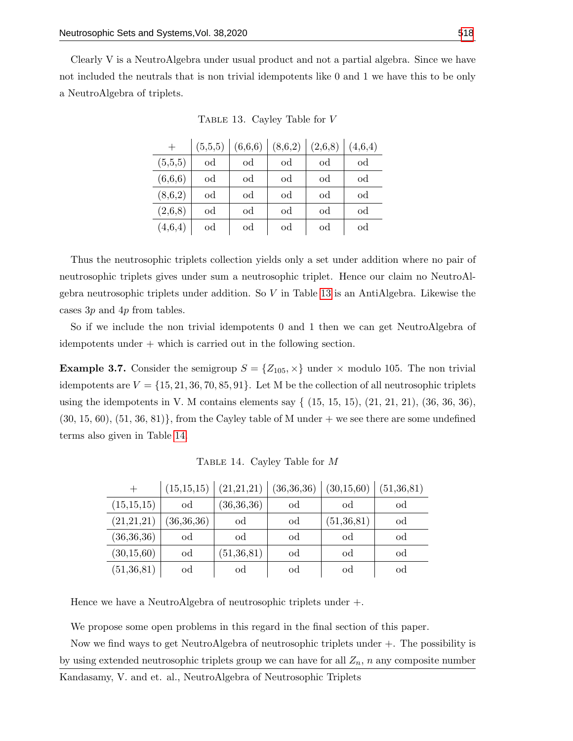Clearly V is a NeutroAlgebra under usual product and not a partial algebra. Since we have not included the neutrals that is non trivial idempotents like 0 and 1 we have this to be only a NeutroAlgebra of triplets.

TABLE 13. Cayley Table for $V$

| + | (5,5,5) | (6,6,6) | (8,6,2) | (2,6,8) | (4,6,4) |
|---|---|---|---|---|---|
| (5,5,5) | od | od | od | od | od |
| (6,6,6) | od | od | od | od | od |
| (8,6,2) | od | od | od | od | od |
| (2,6,8) | od | od | od | od | od |
| (4,6,4) | od | od | od | od | od |

Thus the neutrosophic triplets collection yields only a set under addition where no pair of neutrosophic triplets gives under sum a neutrosophic triplet. Hence our claim no NeutroAlgebra neutrosophic triplets under addition. So $V$ in Table 13 is an AntiAlgebra. Likewise the cases $3p$ and $4p$ from tables.

So if we include the non trivial idempotents 0 and 1 then we can get NeutroAlgebra of idempotents under + which is carried out in the following section.

**Example 3.7.** Consider the semigroup $S = \{Z_{105}, \times\}$ under $\times$ modulo 105. The non trivial idempotents are $V = \{15, 21, 36, 70, 85, 91\}$. Let M be the collection of all neutrosophic triplets using the idempotents in V. M contains elements say { (15, 15, 15), (21, 21, 21), (36, 36, 36), (30, 15, 60), (51, 36, 81)}, from the Cayley table of M under + we see there are some undefined terms also given in Table 14.

TABLE 14. Cayley Table for $M$

| + | (15,15,15) | (21,21,21) | (36,36,36) | (30,15,60) | (51,36,81) |
|---|---|---|---|---|---|
| (15,15,15) | od | (36,36,36) | od | od | od |
| (21,21,21) | (36,36,36) | od | od | (51,36,81) | od |
| (36,36,36) | od | od | od | od | od |
| (30,15,60) | od | (51,36,81) | od | od | od |
| (51,36,81) | od | od | od | od | od |

Hence we have a NeutroAlgebra of neutrosophic triplets under +.

We propose some open problems in this regard in the final section of this paper.

Now we find ways to get NeutroAlgebra of neutrosophic triplets under +. The possibility is by using extended neutrosophic triplets group we can have for all $Z_n$, $n$ any composite number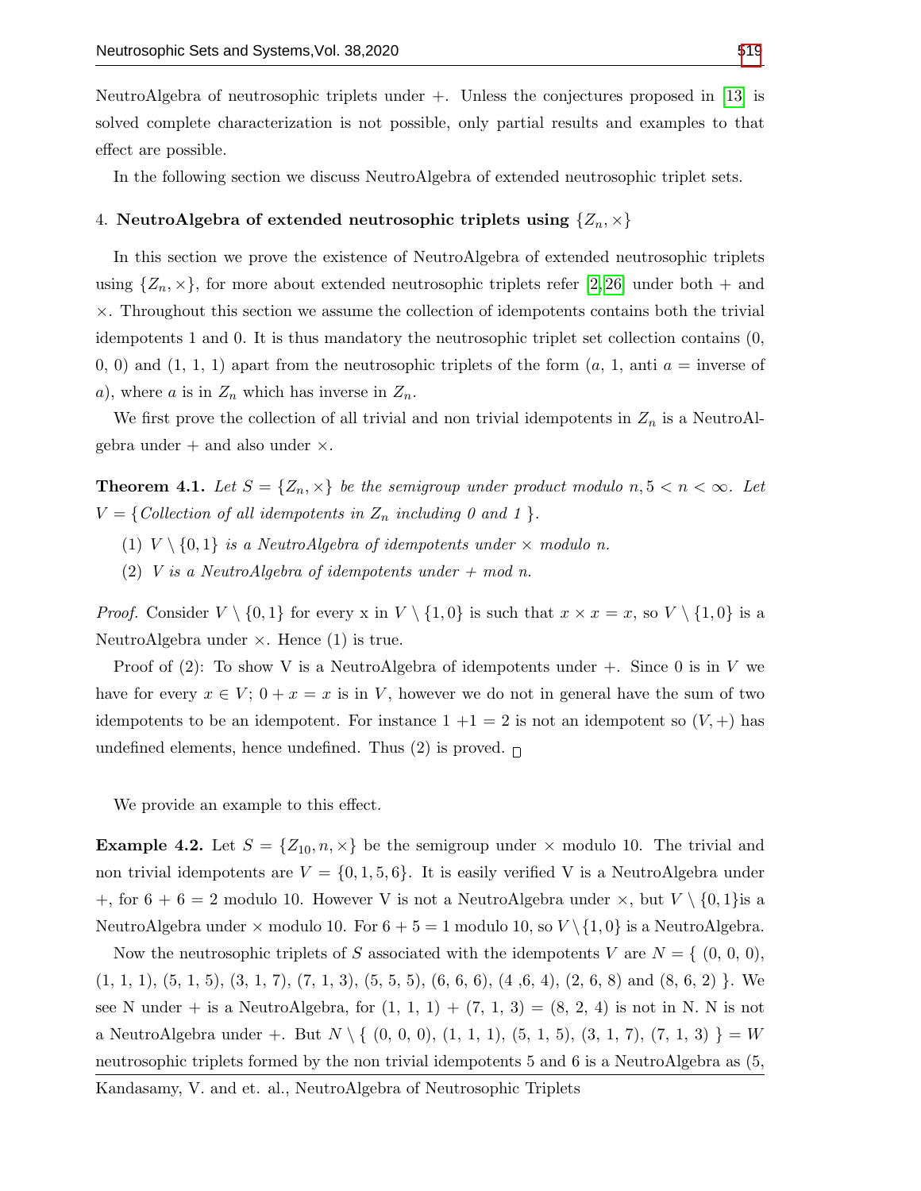NeutroAlgebra of neutrosophic triplets under +. Unless the conjectures proposed in [13] is solved complete characterization is not possible, only partial results and examples to that effect are possible.

In the following section we discuss NeutroAlgebra of extended neutrosophic triplet sets.

## 4. NeutroAlgebra of extended neutrosophic triplets using $\{Z_n, \times\}$

In this section we prove the existence of NeutroAlgebra of extended neutrosophic triplets using $\{Z_n, \times\}$, for more about extended neutrosophic triplets refer [2,26] under both + and $\times$. Throughout this section we assume the collection of idempotents contains both the trivial idempotents 1 and 0. It is thus mandatory the neutrosophic triplet set collection contains (0, 0, 0) and (1, 1, 1) apart from the neutrosophic triplets of the form ($a$, 1, anti $a$ = inverse of $a$), where $a$ is in $Z_n$ which has inverse in $Z_n$.

We first prove the collection of all trivial and non trivial idempotents in $Z_n$ is a NeutroAlgebra under + and also under $\times$.

**Theorem 4.1.** *Let $S = \{Z_n, \times\}$ be the semigroup under product modulo $n, 5 < n < \infty$. Let $V = \{$Collection of all idempotents in $Z_n$ including 0 and 1 $\}$.*

1. *$V \setminus \{0, 1\}$ is a NeutroAlgebra of idempotents under $\times$ modulo $n$.*
2. *$V$ is a NeutroAlgebra of idempotents under + mod $n$.*

*Proof.* Consider $V \setminus \{0, 1\}$ for every x in $V \setminus \{1, 0\}$ is such that $x \times x = x$, so $V \setminus \{1, 0\}$ is a NeutroAlgebra under $\times$. Hence (1) is true.

Proof of (2): To show V is a NeutroAlgebra of idempotents under +. Since 0 is in $V$ we have for every $x \in V$; $0 + x = x$ is in $V$, however we do not in general have the sum of two idempotents to be an idempotent. For instance 1 +1 = 2 is not an idempotent so $(V, +)$ has undefined elements, hence undefined. Thus (2) is proved. □

We provide an example to this effect.

**Example 4.2.** Let $S = \{Z_{10}, n, \times\}$ be the semigroup under $\times$ modulo 10. The trivial and non trivial idempotents are $V = \{0, 1, 5, 6\}$. It is easily verified V is a NeutroAlgebra under +, for 6 + 6 = 2 modulo 10. However V is not a NeutroAlgebra under $\times$, but $V \setminus \{0, 1\}$is a NeutroAlgebra under $\times$ modulo 10. For 6 + 5 = 1 modulo 10, so $V \setminus \{1, 0\}$ is a NeutroAlgebra.

Now the neutrosophic triplets of $S$ associated with the idempotents $V$ are $N = \{$ (0, 0, 0), (1, 1, 1), (5, 1, 5), (3, 1, 7), (7, 1, 3), (5, 5, 5), (6, 6, 6), (4 ,6, 4), (2, 6, 8) and (8, 6, 2) $\}$. We see N under + is a NeutroAlgebra, for (1, 1, 1) + (7, 1, 3) = (8, 2, 4) is not in N. N is not a NeutroAlgebra under +. But $N \setminus \{$ (0, 0, 0), (1, 1, 1), (5, 1, 5), (3, 1, 7), (7, 1, 3) $\} = W$ neutrosophic triplets formed by the non trivial idempotents 5 and 6 is a NeutroAlgebra as (5,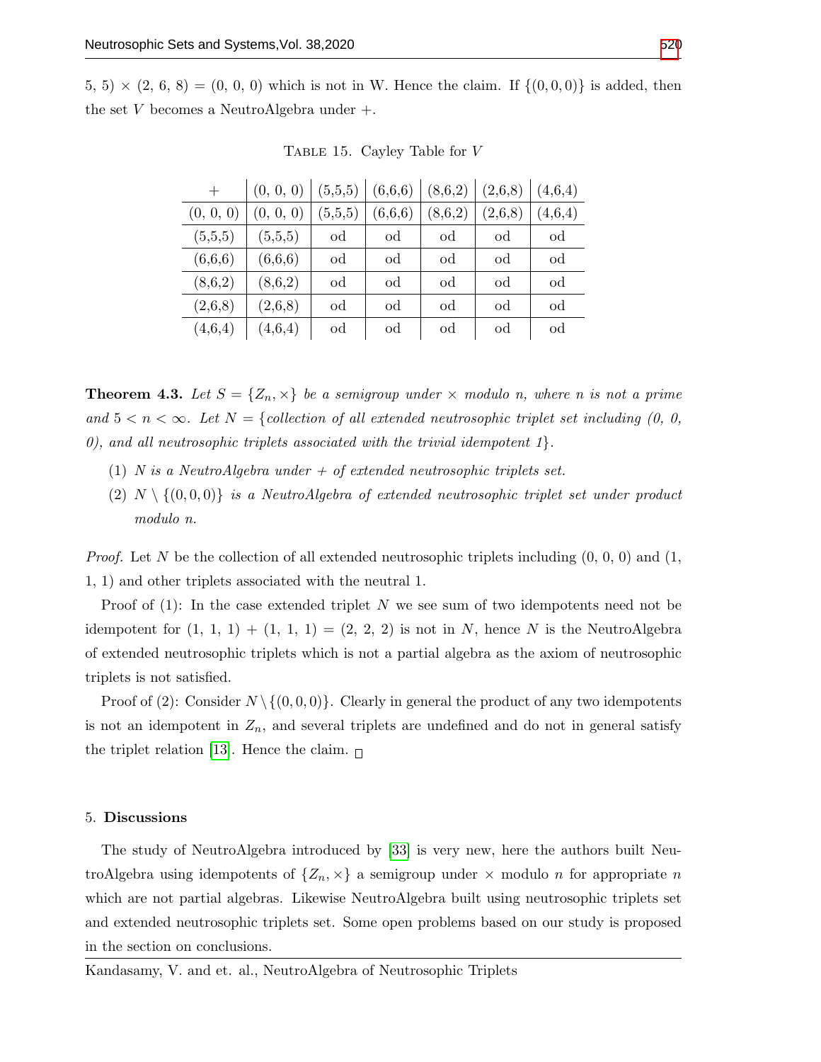5, 5) × (2, 6, 8) = (0, 0, 0) which is not in W. Hence the claim. If $\{(0,0,0)\}$ is added, then the set $V$ becomes a NeutroAlgebra under $+$.

TABLE 15. Cayley Table for $V$

| + | (0, 0, 0) | (5,5,5) | (6,6,6) | (8,6,2) | (2,6,8) | (4,6,4) |
|---|---|---|---|---|---|---|
| (0, 0, 0) | (0, 0, 0) | (5,5,5) | (6,6,6) | (8,6,2) | (2,6,8) | (4,6,4) |
| (5,5,5) | (5,5,5) | od | od | od | od | od |
| (6,6,6) | (6,6,6) | od | od | od | od | od |
| (8,6,2) | (8,6,2) | od | od | od | od | od |
| (2,6,8) | (2,6,8) | od | od | od | od | od |
| (4,6,4) | (4,6,4) | od | od | od | od | od |

**Theorem 4.3.** *Let $S = \{Z_n, \times\}$ be a semigroup under $\times$ modulo $n$, where $n$ is not a prime and $5 < n < \infty$. Let $N$ = {collection of all extended neutrosophic triplet set including (0, 0, 0), and all neutrosophic triplets associated with the trivial idempotent 1}.*

1. *$N$ is a NeutroAlgebra under $+$ of extended neutrosophic triplets set.*
2. *$N \setminus \{(0,0,0)\}$ is a NeutroAlgebra of extended neutrosophic triplet set under product modulo $n$.*

*Proof.* Let $N$ be the collection of all extended neutrosophic triplets including (0, 0, 0) and (1, 1, 1) and other triplets associated with the neutral 1.

Proof of (1): In the case extended triplet $N$ we see sum of two idempotents need not be idempotent for (1, 1, 1) + (1, 1, 1) = (2, 2, 2) is not in $N$, hence $N$ is the NeutroAlgebra of extended neutrosophic triplets which is not a partial algebra as the axiom of neutrosophic triplets is not satisfied.

Proof of (2): Consider $N \setminus \{(0,0,0)\}$. Clearly in general the product of any two idempotents is not an idempotent in $Z_n$, and several triplets are undefined and do not in general satisfy the triplet relation [13]. Hence the claim. □

## 5. Discussions

The study of NeutroAlgebra introduced by [33] is very new, here the authors built NeutroAlgebra using idempotents of $\{Z_n, \times\}$ a semigroup under $\times$ modulo $n$ for appropriate $n$ which are not partial algebras. Likewise NeutroAlgebra built using neutrosophic triplets set and extended neutrosophic triplets set. Some open problems based on our study is proposed in the section on conclusions.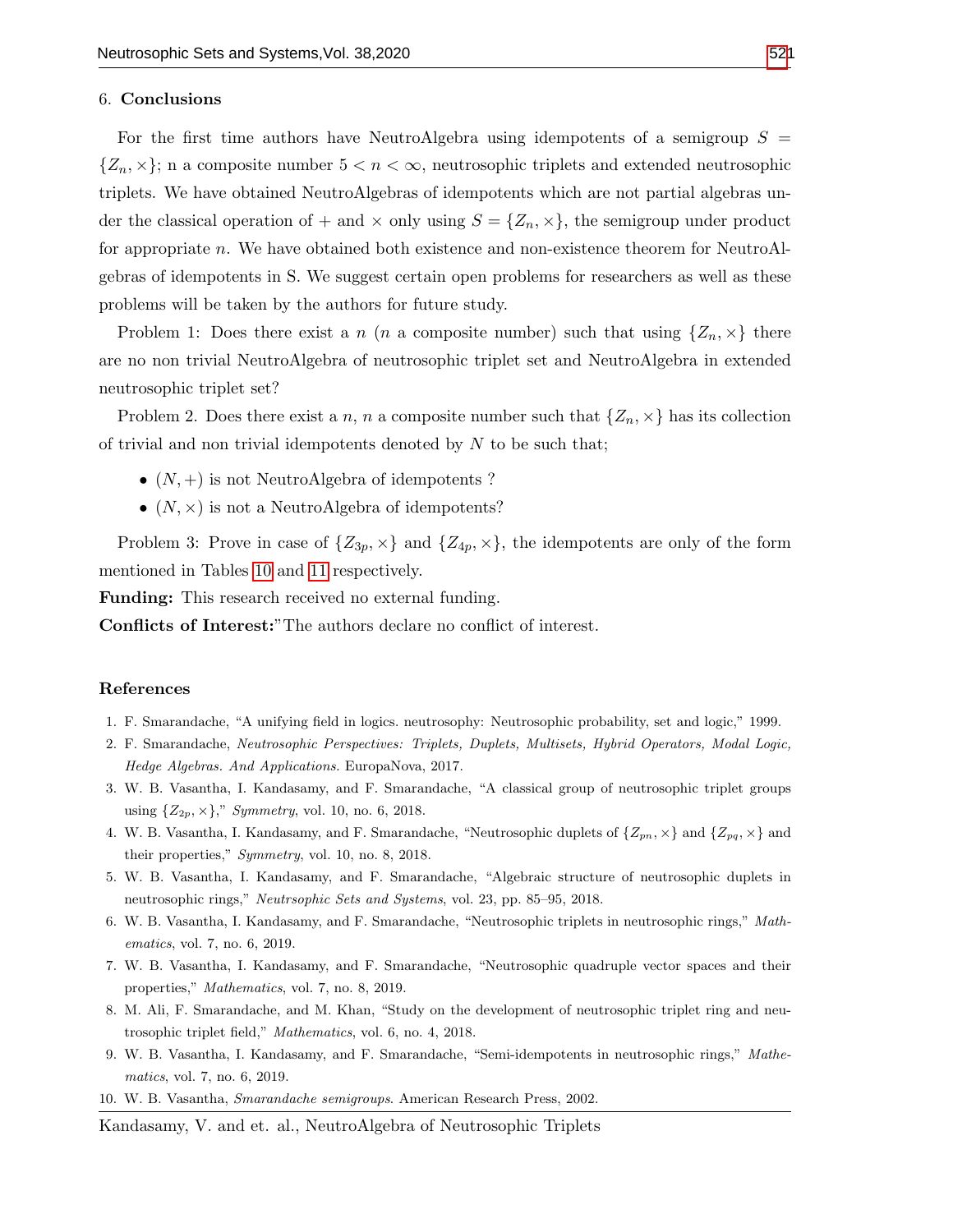## 6. Conclusions

For the first time authors have NeutroAlgebra using idempotents of a semigroup $S = \{Z_n, \times\}$; n a composite number $5 < n < \infty$, neutrosophic triplets and extended neutrosophic triplets. We have obtained NeutroAlgebras of idempotents which are not partial algebras under the classical operation of $+$ and $\times$ only using $S = \{Z_n, \times\}$, the semigroup under product for appropriate $n$. We have obtained both existence and non-existence theorem for NeutroAlgebras of idempotents in S. We suggest certain open problems for researchers as well as these problems will be taken by the authors for future study.

Problem 1: Does there exist a $n$ ($n$ a composite number) such that using $\{Z_n, \times\}$ there are no non trivial NeutroAlgebra of neutrosophic triplet set and NeutroAlgebra in extended neutrosophic triplet set?

Problem 2. Does there exist a $n$, $n$ a composite number such that $\{Z_n, \times\}$ has its collection of trivial and non trivial idempotents denoted by $N$ to be such that;

- $(N, +)$ is not NeutroAlgebra of idempotents ?
- $(N, \times)$ is not a NeutroAlgebra of idempotents?

Problem 3: Prove in case of $\{Z_{3p}, \times\}$ and $\{Z_{4p}, \times\}$, the idempotents are only of the form mentioned in Tables 10 and 11 respectively.

**Funding:** This research received no external funding.

**Conflicts of Interest:**"The authors declare no conflict of interest.

## References

1. F. Smarandache, "A unifying field in logics. neutrosophy: Neutrosophic probability, set and logic," 1999.
2. F. Smarandache, *Neutrosophic Perspectives: Triplets, Duplets, Multisets, Hybrid Operators, Modal Logic, Hedge Algebras. And Applications.* EuropaNova, 2017.
3. W. B. Vasantha, I. Kandasamy, and F. Smarandache, "A classical group of neutrosophic triplet groups using $\{Z_{2p}, \times\}$," *Symmetry*, vol. 10, no. 6, 2018.
4. W. B. Vasantha, I. Kandasamy, and F. Smarandache, "Neutrosophic duplets of $\{Z_{pn}, \times\}$ and $\{Z_{pq}, \times\}$ and their properties," *Symmetry*, vol. 10, no. 8, 2018.
5. W. B. Vasantha, I. Kandasamy, and F. Smarandache, "Algebraic structure of neutrosophic duplets in neutrosophic rings," *Neutrsophic Sets and Systems*, vol. 23, pp. 85–95, 2018.
6. W. B. Vasantha, I. Kandasamy, and F. Smarandache, "Neutrosophic triplets in neutrosophic rings," *Mathematics*, vol. 7, no. 6, 2019.
7. W. B. Vasantha, I. Kandasamy, and F. Smarandache, "Neutrosophic quadruple vector spaces and their properties," *Mathematics*, vol. 7, no. 8, 2019.
8. M. Ali, F. Smarandache, and M. Khan, "Study on the development of neutrosophic triplet ring and neutrosophic triplet field," *Mathematics*, vol. 6, no. 4, 2018.
9. W. B. Vasantha, I. Kandasamy, and F. Smarandache, "Semi-idempotents in neutrosophic rings," *Mathematics*, vol. 7, no. 6, 2019.
10. W. B. Vasantha, *Smarandache semigroups*. American Research Press, 2002.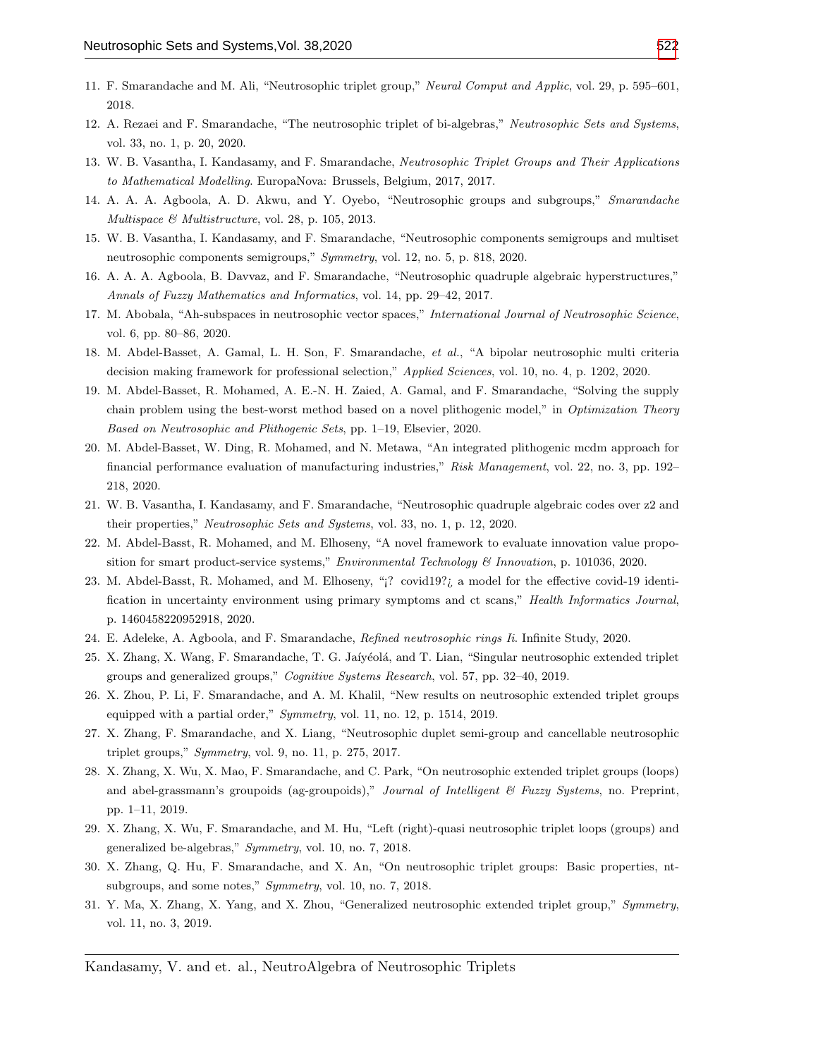11. F. Smarandache and M. Ali, "Neutrosophic triplet group," *Neural Comput and Applic*, vol. 29, p. 595–601, 2018.
12. A. Rezaei and F. Smarandache, "The neutrosophic triplet of bi-algebras," *Neutrosophic Sets and Systems*, vol. 33, no. 1, p. 20, 2020.
13. W. B. Vasantha, I. Kandasamy, and F. Smarandache, *Neutrosophic Triplet Groups and Their Applications to Mathematical Modelling*. EuropaNova: Brussels, Belgium, 2017, 2017.
14. A. A. A. Agboola, A. D. Akwu, and Y. Oyebo, "Neutrosophic groups and subgroups," *Smarandache Multispace & Multistructure*, vol. 28, p. 105, 2013.
15. W. B. Vasantha, I. Kandasamy, and F. Smarandache, "Neutrosophic components semigroups and multiset neutrosophic components semigroups," *Symmetry*, vol. 12, no. 5, p. 818, 2020.
16. A. A. A. Agboola, B. Davvaz, and F. Smarandache, "Neutrosophic quadruple algebraic hyperstructures," *Annals of Fuzzy Mathematics and Informatics*, vol. 14, pp. 29–42, 2017.
17. M. Abobala, "Ah-subspaces in neutrosophic vector spaces," *International Journal of Neutrosophic Science*, vol. 6, pp. 80–86, 2020.
18. M. Abdel-Basset, A. Gamal, L. H. Son, F. Smarandache, *et al.*, "A bipolar neutrosophic multi criteria decision making framework for professional selection," *Applied Sciences*, vol. 10, no. 4, p. 1202, 2020.
19. M. Abdel-Basset, R. Mohamed, A. E.-N. H. Zaied, A. Gamal, and F. Smarandache, "Solving the supply chain problem using the best-worst method based on a novel plithogenic model," in *Optimization Theory Based on Neutrosophic and Plithogenic Sets*, pp. 1–19, Elsevier, 2020.
20. M. Abdel-Basset, W. Ding, R. Mohamed, and N. Metawa, "An integrated plithogenic mcdm approach for financial performance evaluation of manufacturing industries," *Risk Management*, vol. 22, no. 3, pp. 192–218, 2020.
21. W. B. Vasantha, I. Kandasamy, and F. Smarandache, "Neutrosophic quadruple algebraic codes over z2 and their properties," *Neutrosophic Sets and Systems*, vol. 33, no. 1, p. 12, 2020.
22. M. Abdel-Basst, R. Mohamed, and M. Elhoseny, "A novel framework to evaluate innovation value proposition for smart product-service systems," *Environmental Technology & Innovation*, p. 101036, 2020.
23. M. Abdel-Basst, R. Mohamed, and M. Elhoseny, "¡? covid19?¿ a model for the effective covid-19 identification in uncertainty environment using primary symptoms and ct scans," *Health Informatics Journal*, p. 1460458220952918, 2020.
24. E. Adeleke, A. Agboola, and F. Smarandache, *Refined neutrosophic rings Ii*. Infinite Study, 2020.
25. X. Zhang, X. Wang, F. Smarandache, T. G. Jaíyéolá, and T. Lian, "Singular neutrosophic extended triplet groups and generalized groups," *Cognitive Systems Research*, vol. 57, pp. 32–40, 2019.
26. X. Zhou, P. Li, F. Smarandache, and A. M. Khalil, "New results on neutrosophic extended triplet groups equipped with a partial order," *Symmetry*, vol. 11, no. 12, p. 1514, 2019.
27. X. Zhang, F. Smarandache, and X. Liang, "Neutrosophic duplet semi-group and cancellable neutrosophic triplet groups," *Symmetry*, vol. 9, no. 11, p. 275, 2017.
28. X. Zhang, X. Wu, X. Mao, F. Smarandache, and C. Park, "On neutrosophic extended triplet groups (loops) and abel-grassmann's groupoids (ag-groupoids)," *Journal of Intelligent & Fuzzy Systems*, no. Preprint, pp. 1–11, 2019.
29. X. Zhang, X. Wu, F. Smarandache, and M. Hu, "Left (right)-quasi neutrosophic triplet loops (groups) and generalized be-algebras," *Symmetry*, vol. 10, no. 7, 2018.
30. X. Zhang, Q. Hu, F. Smarandache, and X. An, "On neutrosophic triplet groups: Basic properties, nt-subgroups, and some notes," *Symmetry*, vol. 10, no. 7, 2018.
31. Y. Ma, X. Zhang, X. Yang, and X. Zhou, "Generalized neutrosophic extended triplet group," *Symmetry*, vol. 11, no. 3, 2019.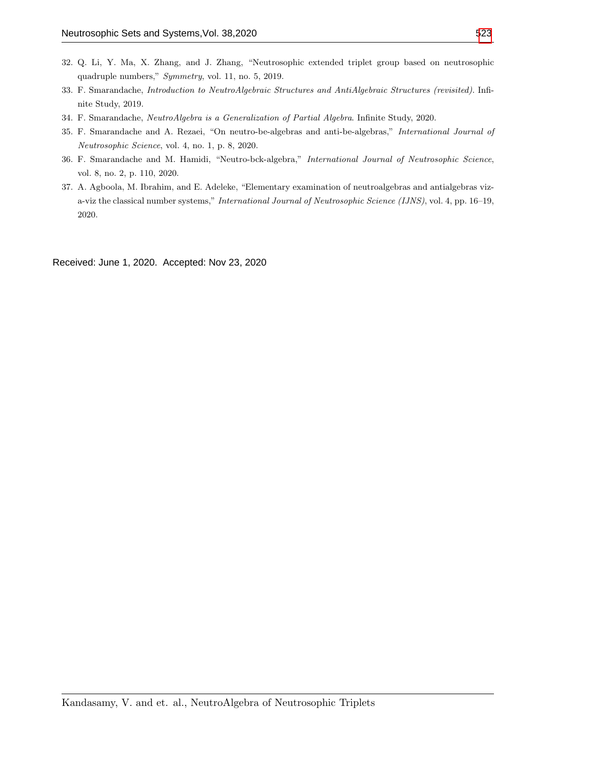32. Q. Li, Y. Ma, X. Zhang, and J. Zhang, "Neutrosophic extended triplet group based on neutrosophic quadruple numbers," *Symmetry*, vol. 11, no. 5, 2019.
33. F. Smarandache, *Introduction to NeutroAlgebraic Structures and AntiAlgebraic Structures (revisited)*. Infinite Study, 2019.
34. F. Smarandache, *NeutroAlgebra is a Generalization of Partial Algebra*. Infinite Study, 2020.
35. F. Smarandache and A. Rezaei, "On neutro-be-algebras and anti-be-algebras," *International Journal of Neutrosophic Science*, vol. 4, no. 1, p. 8, 2020.
36. F. Smarandache and M. Hamidi, "Neutro-bck-algebra," *International Journal of Neutrosophic Science*, vol. 8, no. 2, p. 110, 2020.
37. A. Agboola, M. Ibrahim, and E. Adeleke, "Elementary examination of neutroalgebras and antialgebras viz-a-viz the classical number systems," *International Journal of Neutrosophic Science (IJNS)*, vol. 4, pp. 16–19, 2020.

Received: June 1, 2020. Accepted: Nov 23, 2020